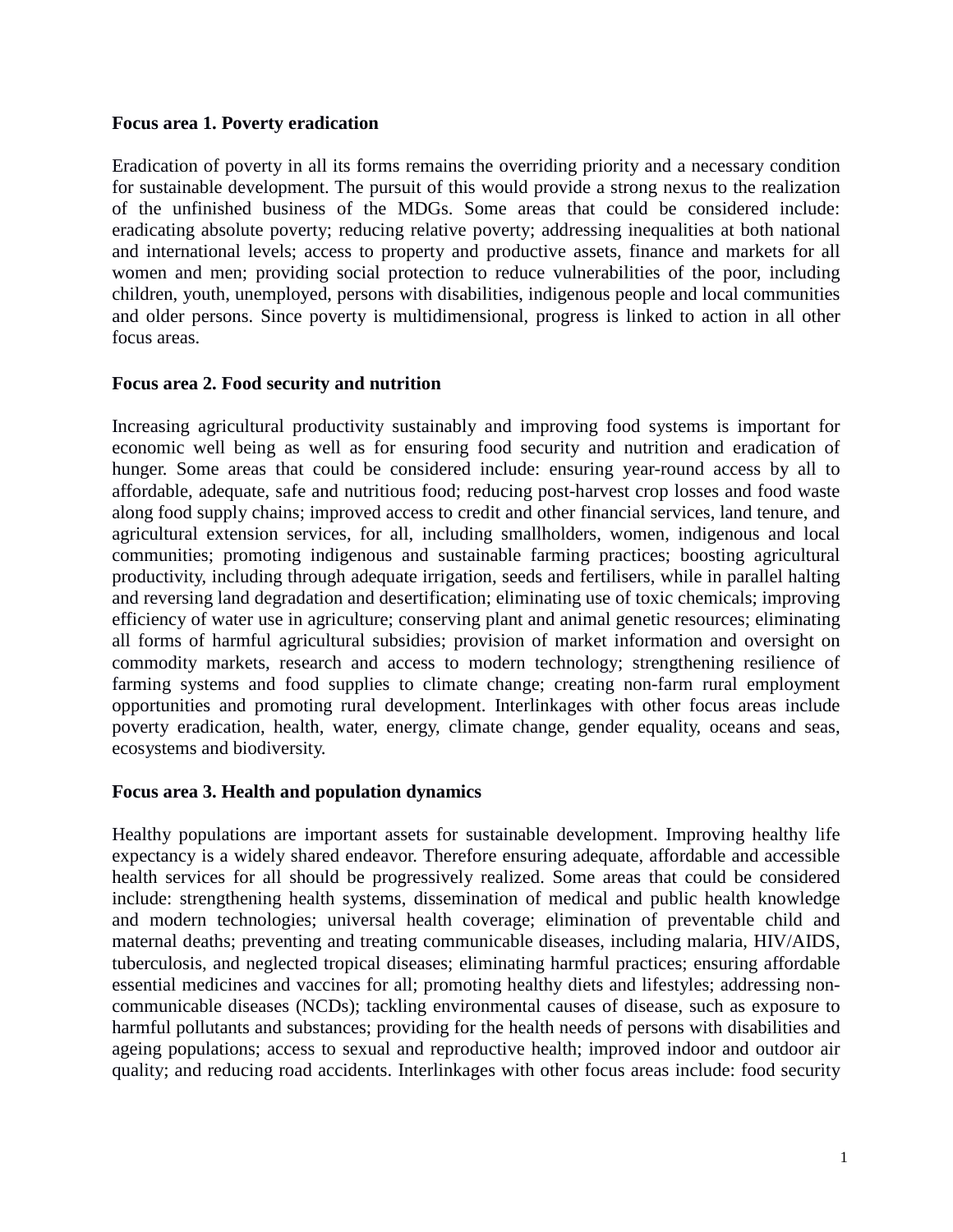**Focus area 1. Poverty eradication**

Eradication of poverty in all its forms remains the overriding priority and a necessary condition for sustainable development. The pursuit of this would provide a strong nexus to the realization of the unfinished business of the MDGs. Some areas that could be considered include: eradicating absolute poverty; reducing relative poverty; addressing inequalities at both national and international levels; access to property and productive assets, finance and markets for all women and men; providing social protection to reduce vulnerabilities of the poor, including children, youth, unemployed, persons with disabilities, indigenous people and local communities and older persons. Since poverty is multidimensional, progress is linked to action in all other focus areas.

**Focus area 2. Food security and nutrition**

Increasing agricultural productivity sustainably and improving food systems is important for economic well being as well as for ensuring food security and nutrition and eradication of hunger. Some areas that could be considered include: ensuring year-round access by all to affordable, adequate, safe and nutritious food; reducing post-harvest crop losses and food waste along food supply chains; improved access to credit and other financial services, land tenure, and agricultural extension services, for all, including smallholders, women, indigenous and local communities; promoting indigenous and sustainable farming practices; boosting agricultural productivity, including through adequate irrigation, seeds and fertilisers, while in parallel halting and reversing land degradation and desertification; eliminating use of toxic chemicals; improving efficiency of water use in agriculture; conserving plant and animal genetic resources; eliminating all forms of harmful agricultural subsidies; provision of market information and oversight on commodity markets, research and access to modern technology; strengthening resilience of farming systems and food supplies to climate change; creating non-farm rural employment opportunities and promoting rural development. Interlinkages with other focus areas include poverty eradication, health, water, energy, climate change, gender equality, oceans and seas, ecosystems and biodiversity.

**Focus area 3. Health and population dynamics**

Healthy populations are important assets for sustainable development. Improving healthy life expectancy is a widely shared endeavor. Therefore ensuring adequate, affordable and accessible health services for all should be progressively realized. Some areas that could be considered include: strengthening health systems, dissemination of medical and public health knowledge and modern technologies; universal health coverage; elimination of preventable child and maternal deaths; preventing and treating communicable diseases, including malaria, HIV/AIDS, tuberculosis, and neglected tropical diseases; eliminating harmful practices; ensuring affordable essential medicines and vaccines for all; promoting healthy diets and lifestyles; addressing non-communicable diseases (NCDs); tackling environmental causes of disease, such as exposure to harmful pollutants and substances; providing for the health needs of persons with disabilities and ageing populations; access to sexual and reproductive health; improved indoor and outdoor air quality; and reducing road accidents. Interlinkages with other focus areas include: food security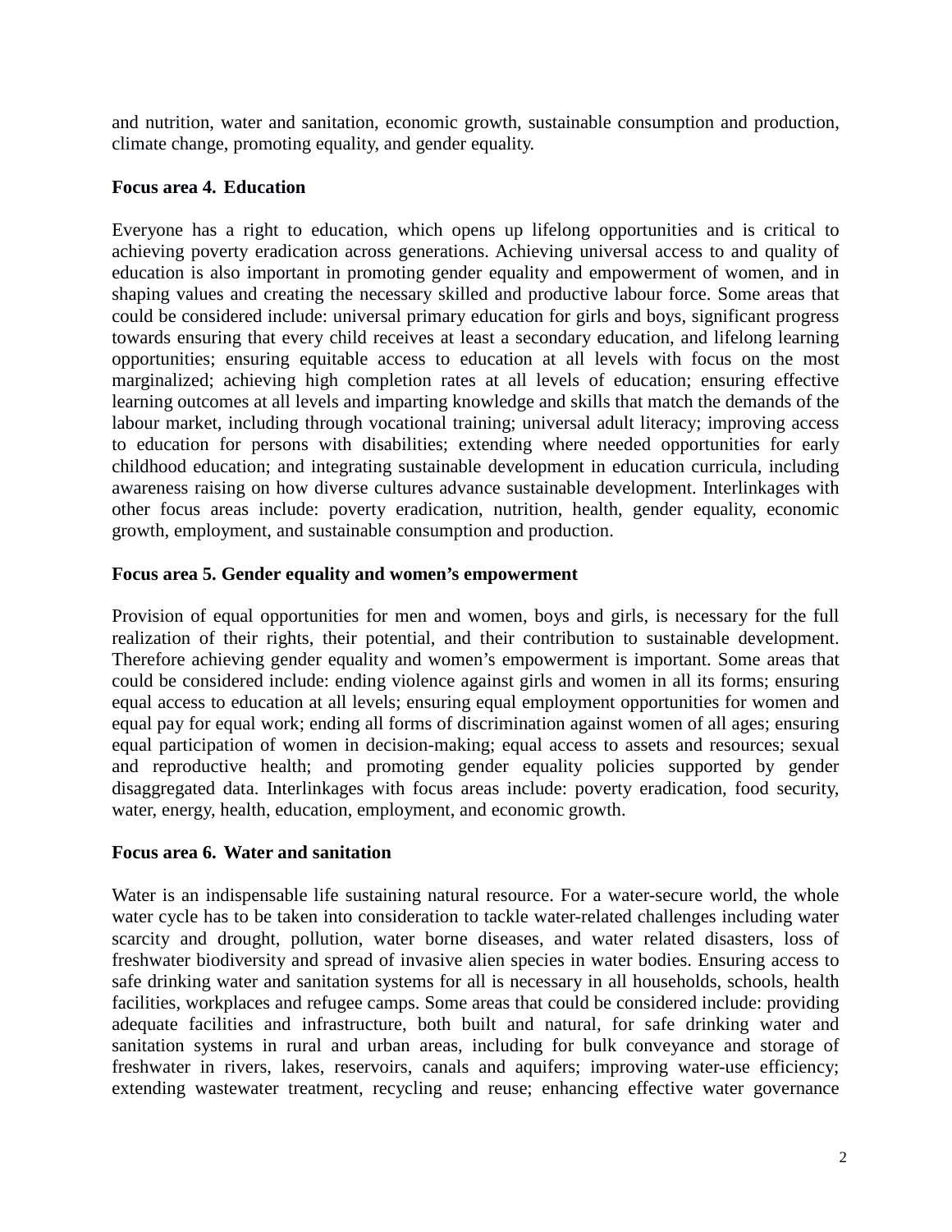and nutrition, water and sanitation, economic growth, sustainable consumption and production, climate change, promoting equality, and gender equality.

**Focus area 4. Education**

Everyone has a right to education, which opens up lifelong opportunities and is critical to achieving poverty eradication across generations. Achieving universal access to and quality of education is also important in promoting gender equality and empowerment of women, and in shaping values and creating the necessary skilled and productive labour force. Some areas that could be considered include: universal primary education for girls and boys, significant progress towards ensuring that every child receives at least a secondary education, and lifelong learning opportunities; ensuring equitable access to education at all levels with focus on the most marginalized; achieving high completion rates at all levels of education; ensuring effective learning outcomes at all levels and imparting knowledge and skills that match the demands of the labour market, including through vocational training; universal adult literacy; improving access to education for persons with disabilities; extending where needed opportunities for early childhood education; and integrating sustainable development in education curricula, including awareness raising on how diverse cultures advance sustainable development. Interlinkages with other focus areas include: poverty eradication, nutrition, health, gender equality, economic growth, employment, and sustainable consumption and production.

**Focus area 5. Gender equality and women's empowerment**

Provision of equal opportunities for men and women, boys and girls, is necessary for the full realization of their rights, their potential, and their contribution to sustainable development. Therefore achieving gender equality and women's empowerment is important. Some areas that could be considered include: ending violence against girls and women in all its forms; ensuring equal access to education at all levels; ensuring equal employment opportunities for women and equal pay for equal work; ending all forms of discrimination against women of all ages; ensuring equal participation of women in decision-making; equal access to assets and resources; sexual and reproductive health; and promoting gender equality policies supported by gender disaggregated data. Interlinkages with focus areas include: poverty eradication, food security, water, energy, health, education, employment, and economic growth.

**Focus area 6. Water and sanitation**

Water is an indispensable life sustaining natural resource. For a water-secure world, the whole water cycle has to be taken into consideration to tackle water-related challenges including water scarcity and drought, pollution, water borne diseases, and water related disasters, loss of freshwater biodiversity and spread of invasive alien species in water bodies. Ensuring access to safe drinking water and sanitation systems for all is necessary in all households, schools, health facilities, workplaces and refugee camps. Some areas that could be considered include: providing adequate facilities and infrastructure, both built and natural, for safe drinking water and sanitation systems in rural and urban areas, including for bulk conveyance and storage of freshwater in rivers, lakes, reservoirs, canals and aquifers; improving water-use efficiency; extending wastewater treatment, recycling and reuse; enhancing effective water governance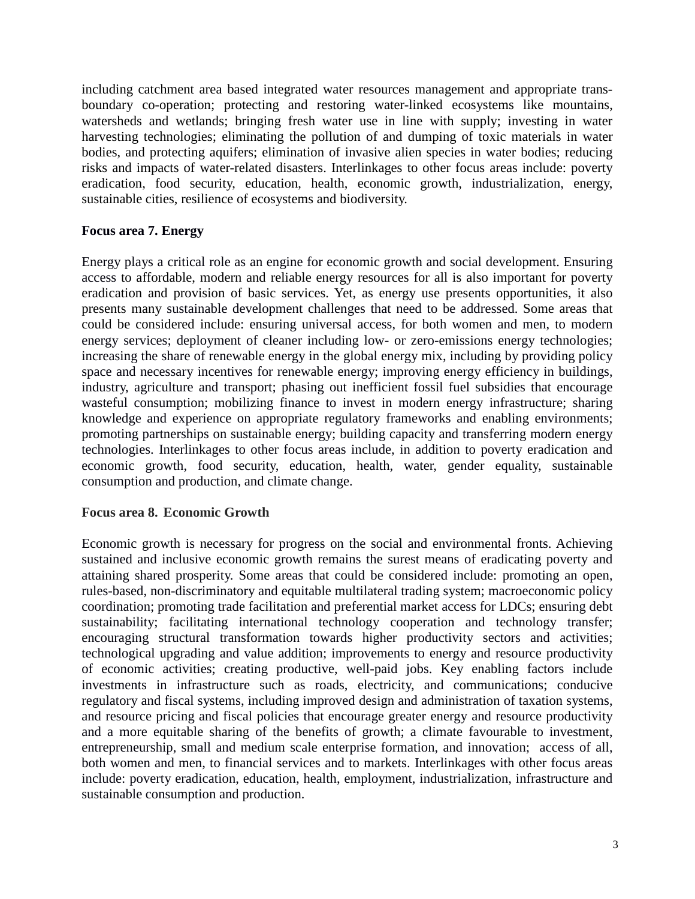including catchment area based integrated water resources management and appropriate trans-boundary co-operation; protecting and restoring water-linked ecosystems like mountains, watersheds and wetlands; bringing fresh water use in line with supply; investing in water harvesting technologies; eliminating the pollution of and dumping of toxic materials in water bodies, and protecting aquifers; elimination of invasive alien species in water bodies; reducing risks and impacts of water-related disasters. Interlinkages to other focus areas include: poverty eradication, food security, education, health, economic growth, industrialization, energy, sustainable cities, resilience of ecosystems and biodiversity.

**Focus area 7. Energy**

Energy plays a critical role as an engine for economic growth and social development. Ensuring access to affordable, modern and reliable energy resources for all is also important for poverty eradication and provision of basic services. Yet, as energy use presents opportunities, it also presents many sustainable development challenges that need to be addressed. Some areas that could be considered include: ensuring universal access, for both women and men, to modern energy services; deployment of cleaner including low- or zero-emissions energy technologies; increasing the share of renewable energy in the global energy mix, including by providing policy space and necessary incentives for renewable energy; improving energy efficiency in buildings, industry, agriculture and transport; phasing out inefficient fossil fuel subsidies that encourage wasteful consumption; mobilizing finance to invest in modern energy infrastructure; sharing knowledge and experience on appropriate regulatory frameworks and enabling environments; promoting partnerships on sustainable energy; building capacity and transferring modern energy technologies. Interlinkages to other focus areas include, in addition to poverty eradication and economic growth, food security, education, health, water, gender equality, sustainable consumption and production, and climate change.

**Focus area 8. Economic Growth**

Economic growth is necessary for progress on the social and environmental fronts. Achieving sustained and inclusive economic growth remains the surest means of eradicating poverty and attaining shared prosperity. Some areas that could be considered include: promoting an open, rules-based, non-discriminatory and equitable multilateral trading system; macroeconomic policy coordination; promoting trade facilitation and preferential market access for LDCs; ensuring debt sustainability; facilitating international technology cooperation and technology transfer; encouraging structural transformation towards higher productivity sectors and activities; technological upgrading and value addition; improvements to energy and resource productivity of economic activities; creating productive, well-paid jobs. Key enabling factors include investments in infrastructure such as roads, electricity, and communications; conducive regulatory and fiscal systems, including improved design and administration of taxation systems, and resource pricing and fiscal policies that encourage greater energy and resource productivity and a more equitable sharing of the benefits of growth; a climate favourable to investment, entrepreneurship, small and medium scale enterprise formation, and innovation; access of all, both women and men, to financial services and to markets. Interlinkages with other focus areas include: poverty eradication, education, health, employment, industrialization, infrastructure and sustainable consumption and production.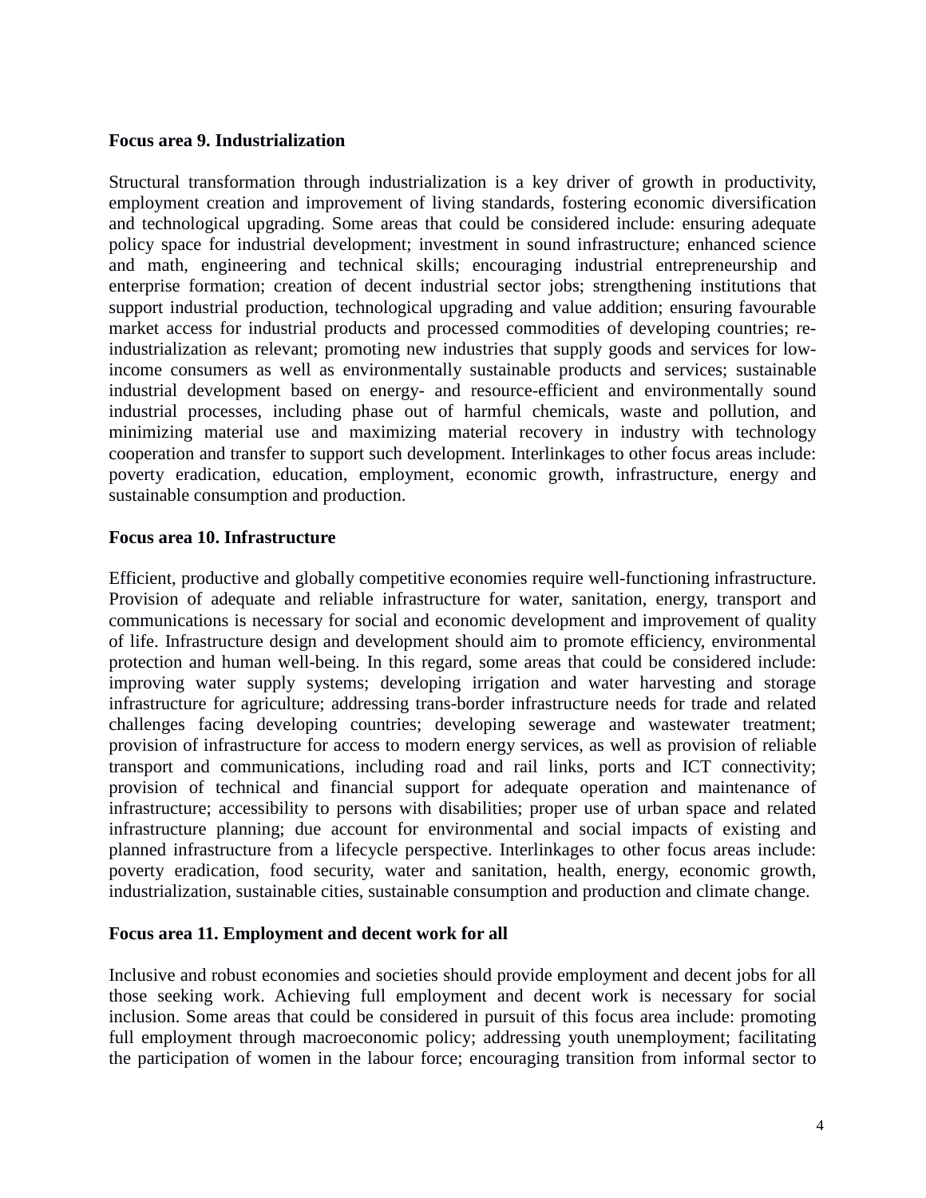**Focus area 9. Industrialization**

Structural transformation through industrialization is a key driver of growth in productivity, employment creation and improvement of living standards, fostering economic diversification and technological upgrading. Some areas that could be considered include: ensuring adequate policy space for industrial development; investment in sound infrastructure; enhanced science and math, engineering and technical skills; encouraging industrial entrepreneurship and enterprise formation; creation of decent industrial sector jobs; strengthening institutions that support industrial production, technological upgrading and value addition; ensuring favourable market access for industrial products and processed commodities of developing countries; re-industrialization as relevant; promoting new industries that supply goods and services for low-income consumers as well as environmentally sustainable products and services; sustainable industrial development based on energy- and resource-efficient and environmentally sound industrial processes, including phase out of harmful chemicals, waste and pollution, and minimizing material use and maximizing material recovery in industry with technology cooperation and transfer to support such development. Interlinkages to other focus areas include: poverty eradication, education, employment, economic growth, infrastructure, energy and sustainable consumption and production.

**Focus area 10. Infrastructure**

Efficient, productive and globally competitive economies require well-functioning infrastructure. Provision of adequate and reliable infrastructure for water, sanitation, energy, transport and communications is necessary for social and economic development and improvement of quality of life. Infrastructure design and development should aim to promote efficiency, environmental protection and human well-being. In this regard, some areas that could be considered include: improving water supply systems; developing irrigation and water harvesting and storage infrastructure for agriculture; addressing trans-border infrastructure needs for trade and related challenges facing developing countries; developing sewerage and wastewater treatment; provision of infrastructure for access to modern energy services, as well as provision of reliable transport and communications, including road and rail links, ports and ICT connectivity; provision of technical and financial support for adequate operation and maintenance of infrastructure; accessibility to persons with disabilities; proper use of urban space and related infrastructure planning; due account for environmental and social impacts of existing and planned infrastructure from a lifecycle perspective. Interlinkages to other focus areas include: poverty eradication, food security, water and sanitation, health, energy, economic growth, industrialization, sustainable cities, sustainable consumption and production and climate change.

**Focus area 11. Employment and decent work for all**

Inclusive and robust economies and societies should provide employment and decent jobs for all those seeking work. Achieving full employment and decent work is necessary for social inclusion. Some areas that could be considered in pursuit of this focus area include: promoting full employment through macroeconomic policy; addressing youth unemployment; facilitating the participation of women in the labour force; encouraging transition from informal sector to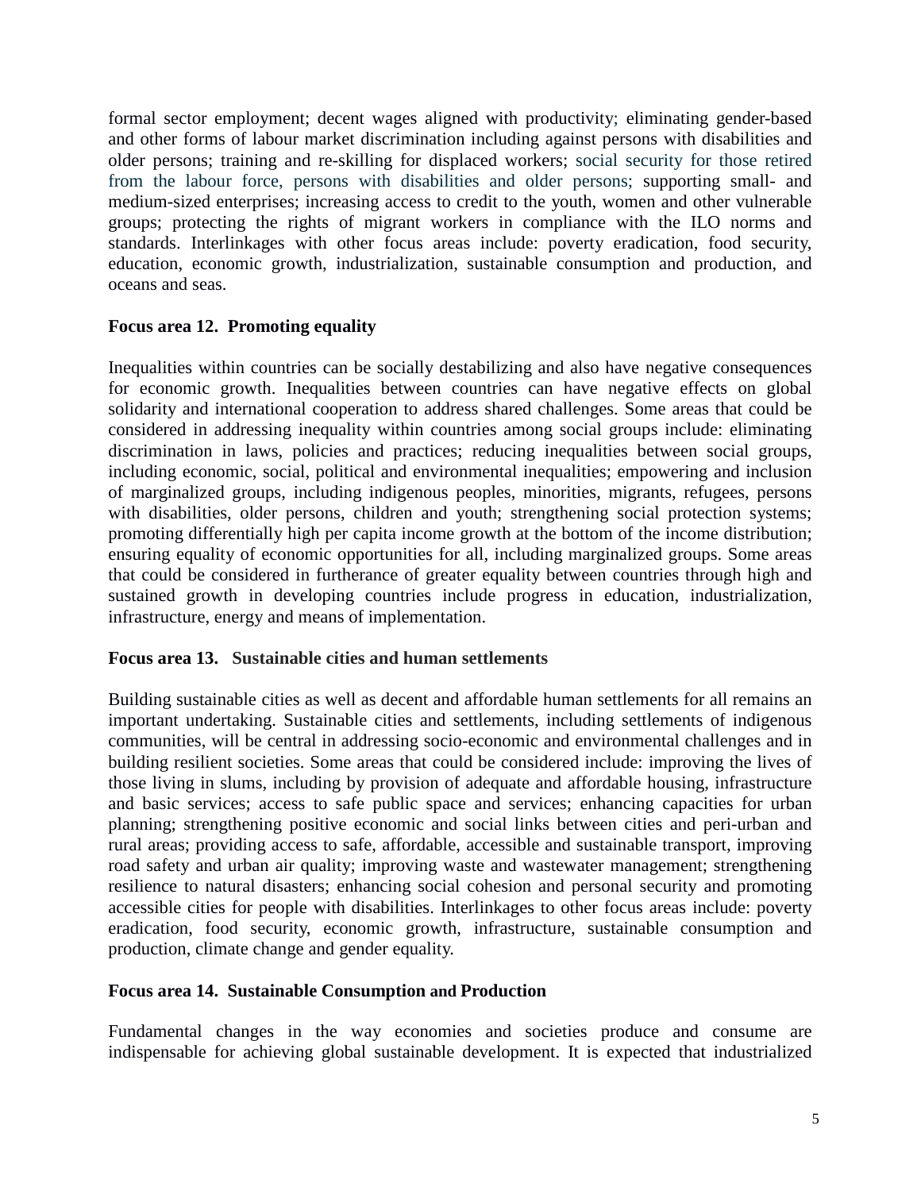formal sector employment; decent wages aligned with productivity; eliminating gender-based and other forms of labour market discrimination including against persons with disabilities and older persons; training and re-skilling for displaced workers; social security for those retired from the labour force, persons with disabilities and older persons; supporting small- and medium-sized enterprises; increasing access to credit to the youth, women and other vulnerable groups; protecting the rights of migrant workers in compliance with the ILO norms and standards. Interlinkages with other focus areas include: poverty eradication, food security, education, economic growth, industrialization, sustainable consumption and production, and oceans and seas.

**Focus area 12. Promoting equality**

Inequalities within countries can be socially destabilizing and also have negative consequences for economic growth. Inequalities between countries can have negative effects on global solidarity and international cooperation to address shared challenges. Some areas that could be considered in addressing inequality within countries among social groups include: eliminating discrimination in laws, policies and practices; reducing inequalities between social groups, including economic, social, political and environmental inequalities; empowering and inclusion of marginalized groups, including indigenous peoples, minorities, migrants, refugees, persons with disabilities, older persons, children and youth; strengthening social protection systems; promoting differentially high per capita income growth at the bottom of the income distribution; ensuring equality of economic opportunities for all, including marginalized groups. Some areas that could be considered in furtherance of greater equality between countries through high and sustained growth in developing countries include progress in education, industrialization, infrastructure, energy and means of implementation.

**Focus area 13. Sustainable cities and human settlements**

Building sustainable cities as well as decent and affordable human settlements for all remains an important undertaking. Sustainable cities and settlements, including settlements of indigenous communities, will be central in addressing socio-economic and environmental challenges and in building resilient societies. Some areas that could be considered include: improving the lives of those living in slums, including by provision of adequate and affordable housing, infrastructure and basic services; access to safe public space and services; enhancing capacities for urban planning; strengthening positive economic and social links between cities and peri-urban and rural areas; providing access to safe, affordable, accessible and sustainable transport, improving road safety and urban air quality; improving waste and wastewater management; strengthening resilience to natural disasters; enhancing social cohesion and personal security and promoting accessible cities for people with disabilities. Interlinkages to other focus areas include: poverty eradication, food security, economic growth, infrastructure, sustainable consumption and production, climate change and gender equality.

**Focus area 14. Sustainable Consumption and Production**

Fundamental changes in the way economies and societies produce and consume are indispensable for achieving global sustainable development. It is expected that industrialized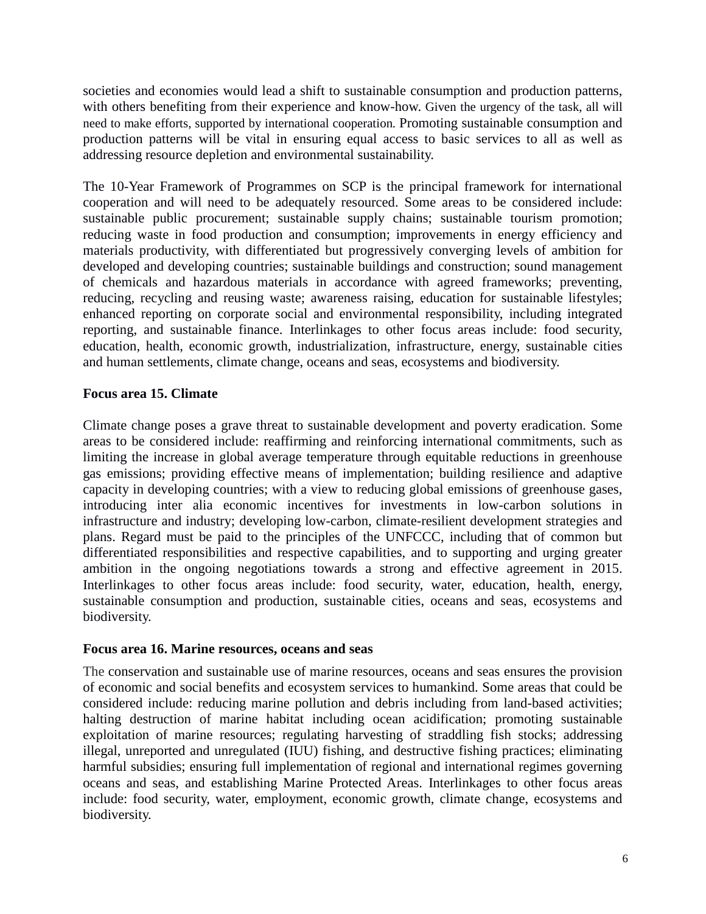societies and economies would lead a shift to sustainable consumption and production patterns, with others benefiting from their experience and know-how. Given the urgency of the task, all will need to make efforts, supported by international cooperation. Promoting sustainable consumption and production patterns will be vital in ensuring equal access to basic services to all as well as addressing resource depletion and environmental sustainability.

The 10-Year Framework of Programmes on SCP is the principal framework for international cooperation and will need to be adequately resourced. Some areas to be considered include: sustainable public procurement; sustainable supply chains; sustainable tourism promotion; reducing waste in food production and consumption; improvements in energy efficiency and materials productivity, with differentiated but progressively converging levels of ambition for developed and developing countries; sustainable buildings and construction; sound management of chemicals and hazardous materials in accordance with agreed frameworks; preventing, reducing, recycling and reusing waste; awareness raising, education for sustainable lifestyles; enhanced reporting on corporate social and environmental responsibility, including integrated reporting, and sustainable finance. Interlinkages to other focus areas include: food security, education, health, economic growth, industrialization, infrastructure, energy, sustainable cities and human settlements, climate change, oceans and seas, ecosystems and biodiversity.

**Focus area 15. Climate**

Climate change poses a grave threat to sustainable development and poverty eradication. Some areas to be considered include: reaffirming and reinforcing international commitments, such as limiting the increase in global average temperature through equitable reductions in greenhouse gas emissions; providing effective means of implementation; building resilience and adaptive capacity in developing countries; with a view to reducing global emissions of greenhouse gases, introducing inter alia economic incentives for investments in low-carbon solutions in infrastructure and industry; developing low-carbon, climate-resilient development strategies and plans. Regard must be paid to the principles of the UNFCCC, including that of common but differentiated responsibilities and respective capabilities, and to supporting and urging greater ambition in the ongoing negotiations towards a strong and effective agreement in 2015. Interlinkages to other focus areas include: food security, water, education, health, energy, sustainable consumption and production, sustainable cities, oceans and seas, ecosystems and biodiversity.

**Focus area 16. Marine resources, oceans and seas**

The conservation and sustainable use of marine resources, oceans and seas ensures the provision of economic and social benefits and ecosystem services to humankind. Some areas that could be considered include: reducing marine pollution and debris including from land-based activities; halting destruction of marine habitat including ocean acidification; promoting sustainable exploitation of marine resources; regulating harvesting of straddling fish stocks; addressing illegal, unreported and unregulated (IUU) fishing, and destructive fishing practices; eliminating harmful subsidies; ensuring full implementation of regional and international regimes governing oceans and seas, and establishing Marine Protected Areas. Interlinkages to other focus areas include: food security, water, employment, economic growth, climate change, ecosystems and biodiversity.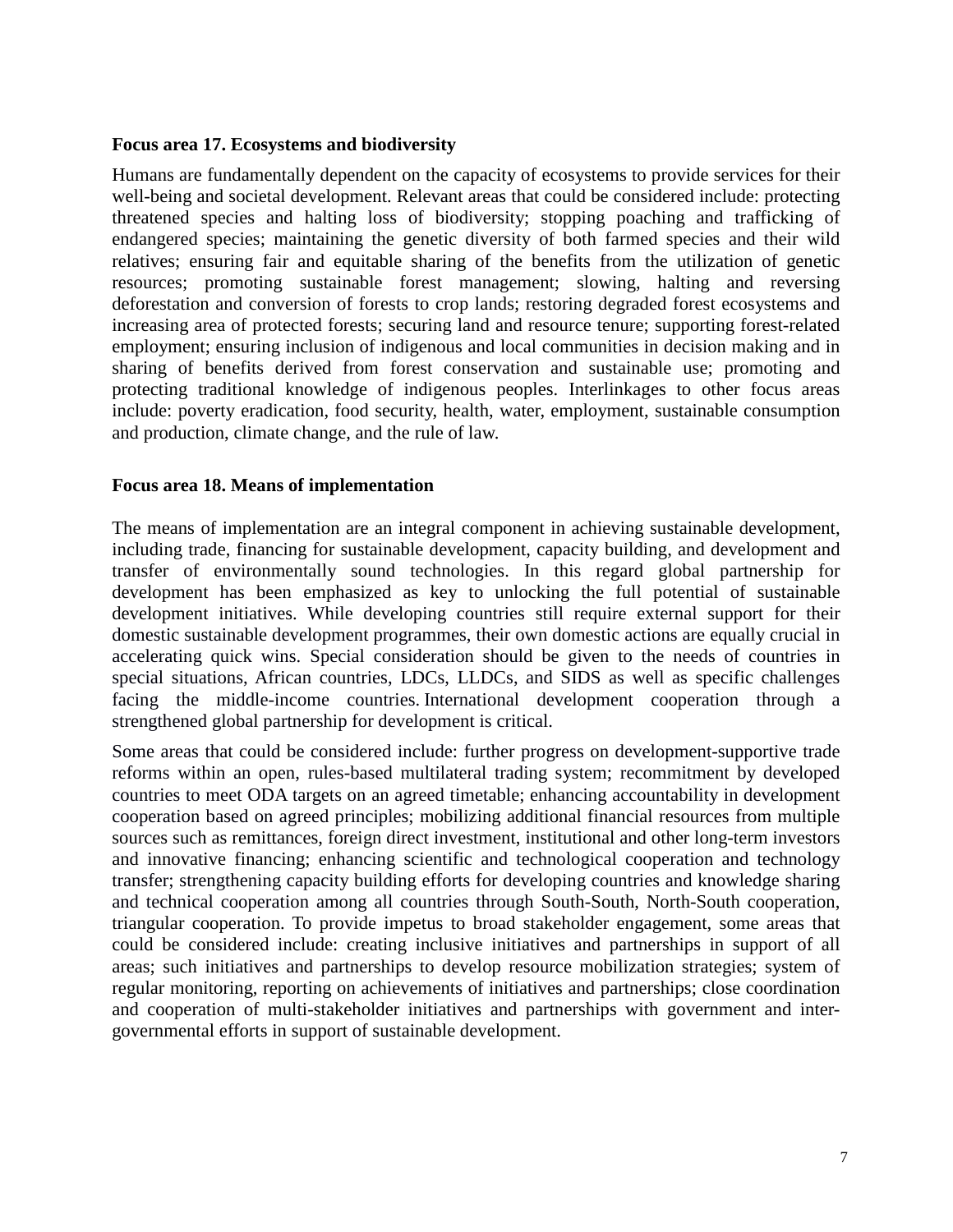**Focus area 17. Ecosystems and biodiversity**

Humans are fundamentally dependent on the capacity of ecosystems to provide services for their well-being and societal development. Relevant areas that could be considered include: protecting threatened species and halting loss of biodiversity; stopping poaching and trafficking of endangered species; maintaining the genetic diversity of both farmed species and their wild relatives; ensuring fair and equitable sharing of the benefits from the utilization of genetic resources; promoting sustainable forest management; slowing, halting and reversing deforestation and conversion of forests to crop lands; restoring degraded forest ecosystems and increasing area of protected forests; securing land and resource tenure; supporting forest-related employment; ensuring inclusion of indigenous and local communities in decision making and in sharing of benefits derived from forest conservation and sustainable use; promoting and protecting traditional knowledge of indigenous peoples. Interlinkages to other focus areas include: poverty eradication, food security, health, water, employment, sustainable consumption and production, climate change, and the rule of law.

**Focus area 18. Means of implementation**

The means of implementation are an integral component in achieving sustainable development, including trade, financing for sustainable development, capacity building, and development and transfer of environmentally sound technologies. In this regard global partnership for development has been emphasized as key to unlocking the full potential of sustainable development initiatives. While developing countries still require external support for their domestic sustainable development programmes, their own domestic actions are equally crucial in accelerating quick wins. Special consideration should be given to the needs of countries in special situations, African countries, LDCs, LLDCs, and SIDS as well as specific challenges facing the middle-income countries. International development cooperation through a strengthened global partnership for development is critical.

Some areas that could be considered include: further progress on development-supportive trade reforms within an open, rules-based multilateral trading system; recommitment by developed countries to meet ODA targets on an agreed timetable; enhancing accountability in development cooperation based on agreed principles; mobilizing additional financial resources from multiple sources such as remittances, foreign direct investment, institutional and other long-term investors and innovative financing; enhancing scientific and technological cooperation and technology transfer; strengthening capacity building efforts for developing countries and knowledge sharing and technical cooperation among all countries through South-South, North-South cooperation, triangular cooperation. To provide impetus to broad stakeholder engagement, some areas that could be considered include: creating inclusive initiatives and partnerships in support of all areas; such initiatives and partnerships to develop resource mobilization strategies; system of regular monitoring, reporting on achievements of initiatives and partnerships; close coordination and cooperation of multi-stakeholder initiatives and partnerships with government and inter-governmental efforts in support of sustainable development.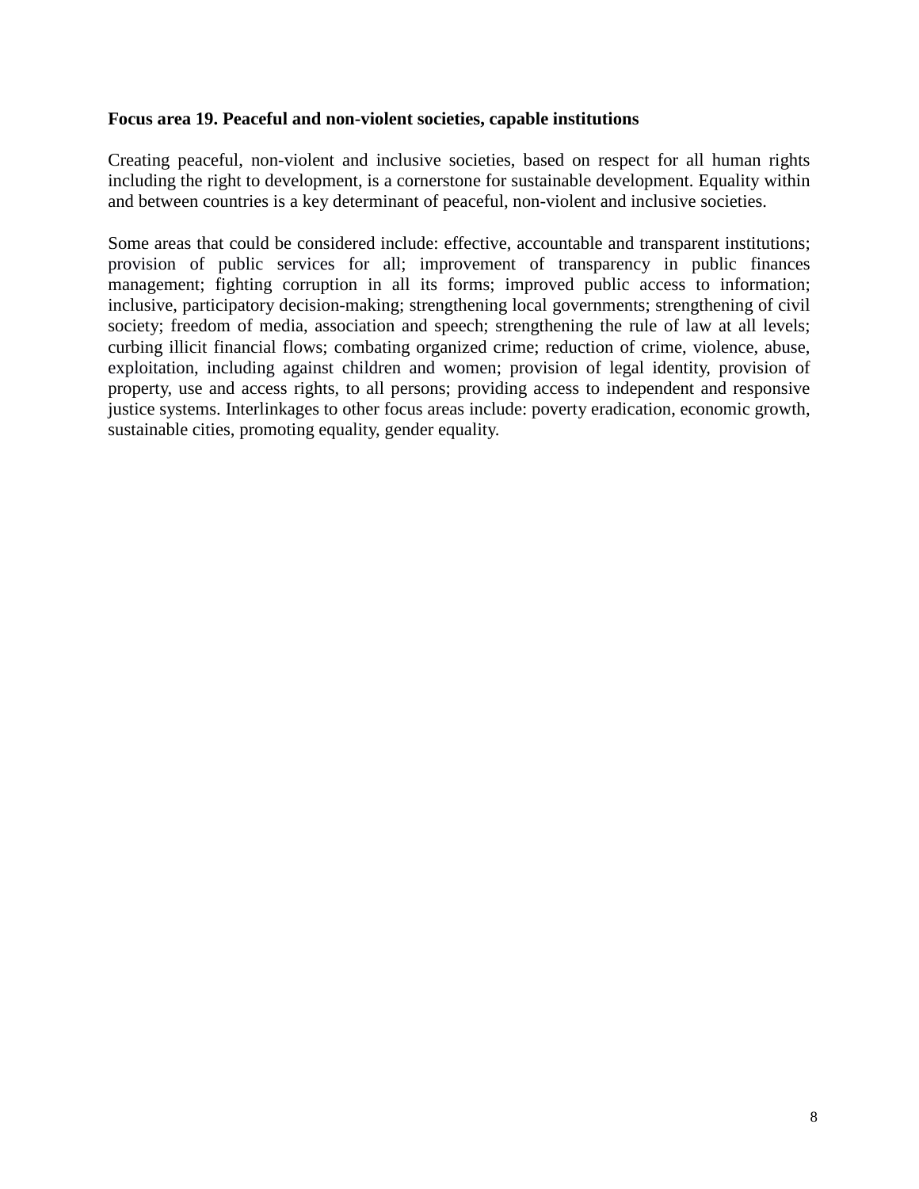**Focus area 19. Peaceful and non-violent societies, capable institutions**

Creating peaceful, non-violent and inclusive societies, based on respect for all human rights including the right to development, is a cornerstone for sustainable development. Equality within and between countries is a key determinant of peaceful, non-violent and inclusive societies.

Some areas that could be considered include: effective, accountable and transparent institutions; provision of public services for all; improvement of transparency in public finances management; fighting corruption in all its forms; improved public access to information; inclusive, participatory decision-making; strengthening local governments; strengthening of civil society; freedom of media, association and speech; strengthening the rule of law at all levels; curbing illicit financial flows; combating organized crime; reduction of crime, violence, abuse, exploitation, including against children and women; provision of legal identity, provision of property, use and access rights, to all persons; providing access to independent and responsive justice systems. Interlinkages to other focus areas include: poverty eradication, economic growth, sustainable cities, promoting equality, gender equality.